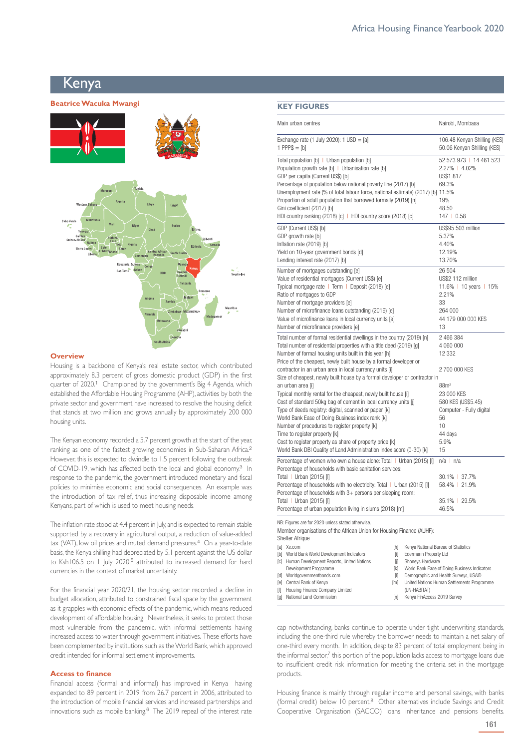# Kenya

**Beatrice Wacuka Mwangi**

## Overview

Housing is a backbone of Kenya's real estate sector, which contributed approximately 8.3 percent of gross domestic product (GDP) in the first quarter of 2020.[1] Championed by the government's Big 4 Agenda, which established the Affordable Housing Programme (AHP), activities by both the private sector and government have increased to resolve the housing deficit that stands at two million and grows annually by approximately 200 000 housing units.

The Kenyan economy recorded a 5.7 percent growth at the start of the year, ranking as one of the fastest growing economies in Sub-Saharan Africa.[2] However, this is expected to dwindle to 1.5 percent following the outbreak of COVID-19, which has affected both the local and global economy.[3] In response to the pandemic, the government introduced monetary and fiscal policies to minimise economic and social consequences. An example was the introduction of tax relief, thus increasing disposable income among Kenyans, part of which is used to meet housing needs.

The inflation rate stood at 4.4 percent in July, and is expected to remain stable supported by a recovery in agricultural output, a reduction of value-added tax (VAT), low oil prices and muted demand pressures.[4] On a year-to-date basis, the Kenya shilling had depreciated by 5.1 percent against the US dollar to Ksh106.5 on 1 July 2020,[5] attributed to increased demand for hard currencies in the context of market uncertainty.

For the financial year 2020/21, the housing sector recorded a decline in budget allocation, attributed to constrained fiscal space by the government as it grapples with economic effects of the pandemic, which means reduced development of affordable housing. Nevertheless, it seeks to protect those most vulnerable from the pandemic, with informal settlements having increased access to water through government initiatives. These efforts have been complemented by institutions such as the World Bank, which approved credit intended for informal settlement improvements.

## Access to finance

Financial access (formal and informal) has improved in Kenya having expanded to 89 percent in 2019 from 26.7 percent in 2006, attributed to the introduction of mobile financial services and increased partnerships and innovations such as mobile banking.[6] The 2019 repeal of the interest rate cap notwithstanding, banks continue to operate under tight underwriting standards, including the one-third rule whereby the borrower needs to maintain a net salary of one-third every month. In addition, despite 83 percent of total employment being in the informal sector,[7] this portion of the population lacks access to mortgage loans due to insufficient credit risk information for meeting the criteria set in the mortgage products.

Housing finance is mainly through regular income and personal savings, with banks (formal credit) below 10 percent.[8] Other alternatives include Savings and Credit Cooperative Organisation (SACCO) loans, inheritance and pensions benefits.

## KEY FIGURES

| | |
|---|---|
| Main urban centres | Nairobi, Mombasa |
| Exchange rate (1 July 2020): 1 USD = [a] | 106.48 Kenyan Shilling (KES) |
| 1 PPP$ = [b] | 50.06 Kenyan Shilling (KES) |
| Total population [b] \| Urban population [b] | 52 573 973 \| 14 461 523 |
| Population growth rate [b] \| Urbanisation rate [b] | 2.27% \| 4.02% |
| GDP per capita (Current US$) [b] | US$1 817 |
| Percentage of population below national poverty line (2017) [b] | 69.3% |
| Unemployment rate (% of total labour force, national estimate) (2017) [b] | 11.5% |
| Proportion of adult population that borrowed formally (2019) [n] | 19% |
| Gini coefficient (2017) [b] | 48.50 |
| HDI country ranking (2018) [c] \| HDI country score (2018) [c] | 147 \| 0.58 |
| GDP (Current US$) [b] | US$95 503 million |
| GDP growth rate [b] | 5.37% |
| Inflation rate (2019) [b] | 4.40% |
| Yield on 10-year government bonds [d] | 12.19% |
| Lending interest rate (2017) [b] | 13.70% |
| Number of mortgages outstanding [e] | 26 504 |
| Value of residential mortgages (Current US$) [e] | US$2 112 million |
| Typical mortgage rate \| Term \| Deposit (2018) [e] | 11.6% \| 10 years \| 15% |
| Ratio of mortgages to GDP | 2.21% |
| Number of mortgage providers [e] | 33 |
| Number of microfinance loans outstanding (2019) [e] | 264 000 |
| Value of microfinance loans in local currency units [e] | 44 179 000 000 KES |
| Number of microfinance providers [e] | 13 |
| Total number of formal residential dwellings in the country (2019) [n] | 2 466 384 |
| Total number of residential properties with a title deed (2019) [g] | 4 060 000 |
| Number of formal housing units built in this year [h] | 12 332 |
| Price of the cheapest, newly built house by a formal developer or contractor in an urban area in local currency units [i] | 2 700 000 KES |
| Size of cheapest, newly built house by a formal developer or contractor in an urban area [i] | 88m² |
| Typical monthly rental for the cheapest, newly built house [i] | 23 000 KES |
| Cost of standard 50kg bag of cement in local currency units [j] | 580 KES (US$5.45) |
| Type of deeds registry: digital, scanned or paper [k] | Computer - Fully digital |
| World Bank Ease of Doing Business index rank [k] | 56 |
| Number of procedures to register property [k] | 10 |
| Time to register property [k] | 44 days |
| Cost to register property as share of property price [k] | 5.9% |
| World Bank DBI Quality of Land Administration index score (0-30) [k] | 15 |
| Percentage of women who own a house alone: Total \| Urban (2015) [l] | n/a \| n/a |
| Percentage of households with basic sanitation services: Total \| Urban (2015) [l] | 30.1% \| 37.7% |
| Percentage of households with no electricity: Total \| Urban (2015) [l] | 58.4% \| 21.9% |
| Percentage of households with 3+ persons per sleeping room: Total \| Urban (2015) [l] | 35.1% \| 29.5% |
| Percentage of urban population living in slums (2018) [m] | 46.5% |

NB: Figures are for 2020 unless stated otherwise.

Member organisations of the African Union for Housing Finance (AUHF): Shelter Afrique

[a] Xe.com
[b] World Bank World Development Indicators
[c] Human Development Reports, United Nations Development Programme
[d] Worldgovernmentbonds.com
[e] Central Bank of Kenya
[f] Housing Finance Company Limited
[g] National Land Commission
[h] Kenya National Bureau of Statistics
[i] Edermann Property Ltd
[j] Shoneys Hardware
[k] World Bank Ease of Doing Business Indicators
[l] Demographic and Health Surveys, USAID
[m] United Nations Human Settlements Programme (UN-HABITAT)
[n] Kenya FinAccess 2019 Survey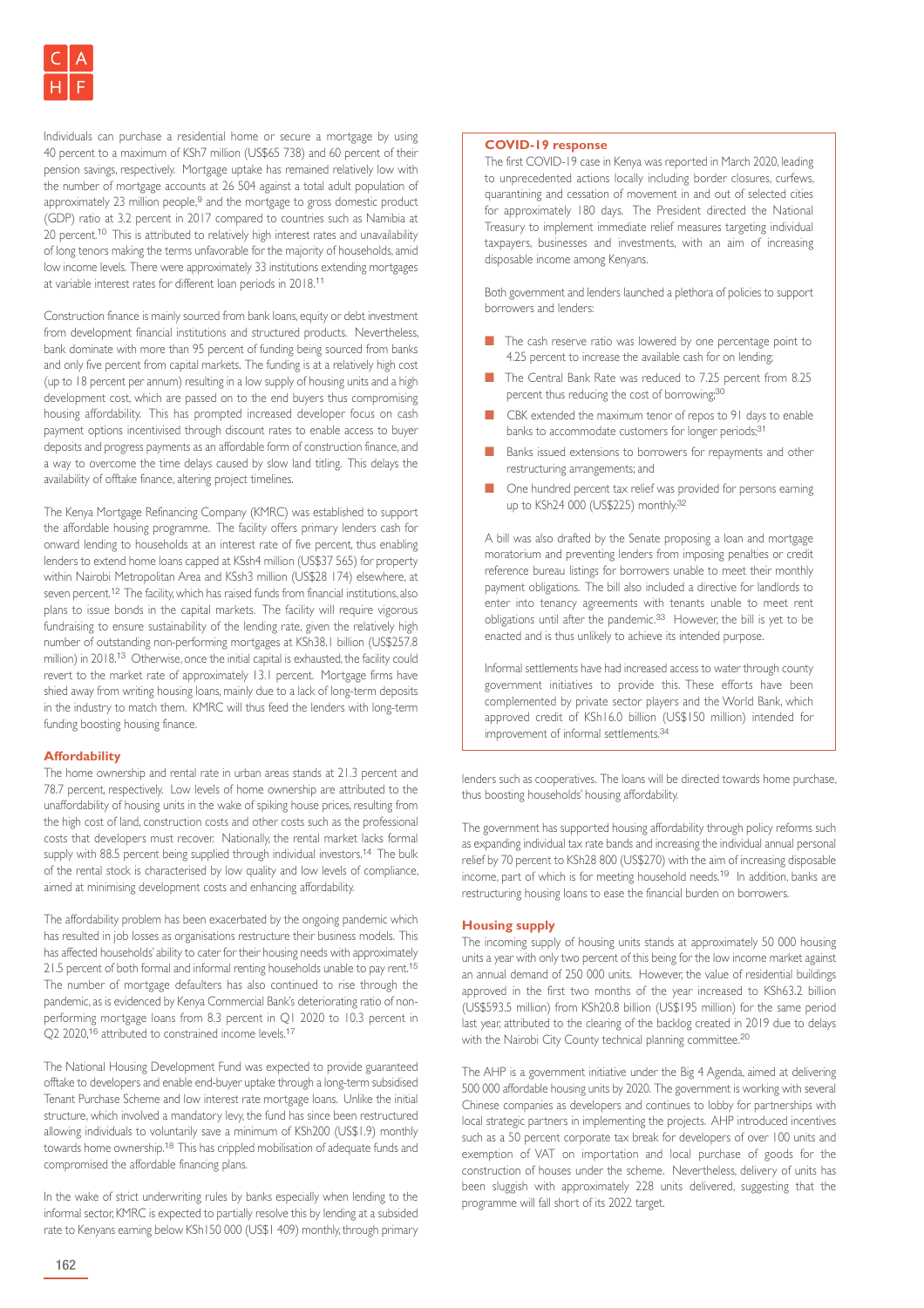Individuals can purchase a residential home or secure a mortgage by using 40 percent to a maximum of KSh7 million (US$65 738) and 60 percent of their pension savings, respectively. Mortgage uptake has remained relatively low with the number of mortgage accounts at 26 504 against a total adult population of approximately 23 million people,[9] and the mortgage to gross domestic product (GDP) ratio at 3.2 percent in 2017 compared to countries such as Namibia at 20 percent.[10] This is attributed to relatively high interest rates and unavailability of long tenors making the terms unfavorable for the majority of households, amid low income levels. There were approximately 33 institutions extending mortgages at variable interest rates for different loan periods in 2018.[11]

Construction finance is mainly sourced from bank loans, equity or debt investment from development financial institutions and structured products. Nevertheless, bank dominate with more than 95 percent of funding being sourced from banks and only five percent from capital markets. The funding is at a relatively high cost (up to 18 percent per annum) resulting in a low supply of housing units and a high development cost, which are passed on to the end buyers thus compromising housing affordability. This has prompted increased developer focus on cash payment options incentivised through discount rates to enable access to buyer deposits and progress payments as an affordable form of construction finance, and a way to overcome the time delays caused by slow land titling. This delays the availability of offtake finance, altering project timelines.

The Kenya Mortgage Refinancing Company (KMRC) was established to support the affordable housing programme. The facility offers primary lenders cash for onward lending to households at an interest rate of five percent, thus enabling lenders to extend home loans capped at KSsh4 million (US$37 565) for property within Nairobi Metropolitan Area and KSsh3 million (US$28 174) elsewhere, at seven percent.[12] The facility, which has raised funds from financial institutions, also plans to issue bonds in the capital markets. The facility will require vigorous fundraising to ensure sustainability of the lending rate, given the relatively high number of outstanding non-performing mortgages at KSh38.1 billion (US$257.8 million) in 2018.[13] Otherwise, once the initial capital is exhausted, the facility could revert to the market rate of approximately 13.1 percent. Mortgage firms have shied away from writing housing loans, mainly due to a lack of long-term deposits in the industry to match them. KMRC will thus feed the lenders with long-term funding boosting housing finance.

## Affordability

The home ownership and rental rate in urban areas stands at 21.3 percent and 78.7 percent, respectively. Low levels of home ownership are attributed to the unaffordability of housing units in the wake of spiking house prices, resulting from the high cost of land, construction costs and other costs such as the professional costs that developers must recover. Nationally, the rental market lacks formal supply with 88.5 percent being supplied through individual investors.[14] The bulk of the rental stock is characterised by low quality and low levels of compliance, aimed at minimising development costs and enhancing affordability.

The affordability problem has been exacerbated by the ongoing pandemic which has resulted in job losses as organisations restructure their business models. This has affected households' ability to cater for their housing needs with approximately 21.5 percent of both formal and informal renting households unable to pay rent.[15] The number of mortgage defaulters has also continued to rise through the pandemic, as is evidenced by Kenya Commercial Bank's deteriorating ratio of non-performing mortgage loans from 8.3 percent in Q1 2020 to 10.3 percent in Q2 2020,[16] attributed to constrained income levels.[17]

The National Housing Development Fund was expected to provide guaranteed offtake to developers and enable end-buyer uptake through a long-term subsidised Tenant Purchase Scheme and low interest rate mortgage loans. Unlike the initial structure, which involved a mandatory levy, the fund has since been restructured allowing individuals to voluntarily save a minimum of KSh200 (US$1.9) monthly towards home ownership.[18] This has crippled mobilisation of adequate funds and compromised the affordable financing plans.

In the wake of strict underwriting rules by banks especially when lending to the informal sector, KMRC is expected to partially resolve this by lending at a subsided rate to Kenyans earning below KSh150 000 (US$1 409) monthly, through primary lenders such as cooperatives. The loans will be directed towards home purchase, thus boosting households' housing affordability.

The government has supported housing affordability through policy reforms such as expanding individual tax rate bands and increasing the individual annual personal relief by 70 percent to KSh28 800 (US$270) with the aim of increasing disposable income, part of which is for meeting household needs.[19] In addition, banks are restructuring housing loans to ease the financial burden on borrowers.

## Housing supply

The incoming supply of housing units stands at approximately 50 000 housing units a year with only two percent of this being for the low income market against an annual demand of 250 000 units. However, the value of residential buildings approved in the first two months of the year increased to KSh63.2 billion (US$593.5 million) from KSh20.8 billion (US$195 million) for the same period last year, attributed to the clearing of the backlog created in 2019 due to delays with the Nairobi City County technical planning committee.[20]

The AHP is a government initiative under the Big 4 Agenda, aimed at delivering 500 000 affordable housing units by 2020. The government is working with several Chinese companies as developers and continues to lobby for partnerships with local strategic partners in implementing the projects. AHP introduced incentives such as a 50 percent corporate tax break for developers of over 100 units and exemption of VAT on importation and local purchase of goods for the construction of houses under the scheme. Nevertheless, delivery of units has been sluggish with approximately 228 units delivered, suggesting that the programme will fall short of its 2022 target.

### COVID-19 response

The first COVID-19 case in Kenya was reported in March 2020, leading to unprecedented actions locally including border closures, curfews, quarantining and cessation of movement in and out of selected cities for approximately 180 days. The President directed the National Treasury to implement immediate relief measures targeting individual taxpayers, businesses and investments, with an aim of increasing disposable income among Kenyans.

Both government and lenders launched a plethora of policies to support borrowers and lenders:

- The cash reserve ratio was lowered by one percentage point to 4.25 percent to increase the available cash for on lending;
- The Central Bank Rate was reduced to 7.25 percent from 8.25 percent thus reducing the cost of borrowing;[30]
- CBK extended the maximum tenor of repos to 91 days to enable banks to accommodate customers for longer periods;[31]
- Banks issued extensions to borrowers for repayments and other restructuring arrangements; and
- One hundred percent tax relief was provided for persons earning up to KSh24 000 (US$225) monthly.[32]

A bill was also drafted by the Senate proposing a loan and mortgage moratorium and preventing lenders from imposing penalties or credit reference bureau listings for borrowers unable to meet their monthly payment obligations. The bill also included a directive for landlords to enter into tenancy agreements with tenants unable to meet rent obligations until after the pandemic.[33] However, the bill is yet to be enacted and is thus unlikely to achieve its intended purpose.

Informal settlements have had increased access to water through county government initiatives to provide this. These efforts have been complemented by private sector players and the World Bank, which approved credit of KSh16.0 billion (US$150 million) intended for improvement of informal settlements.[34]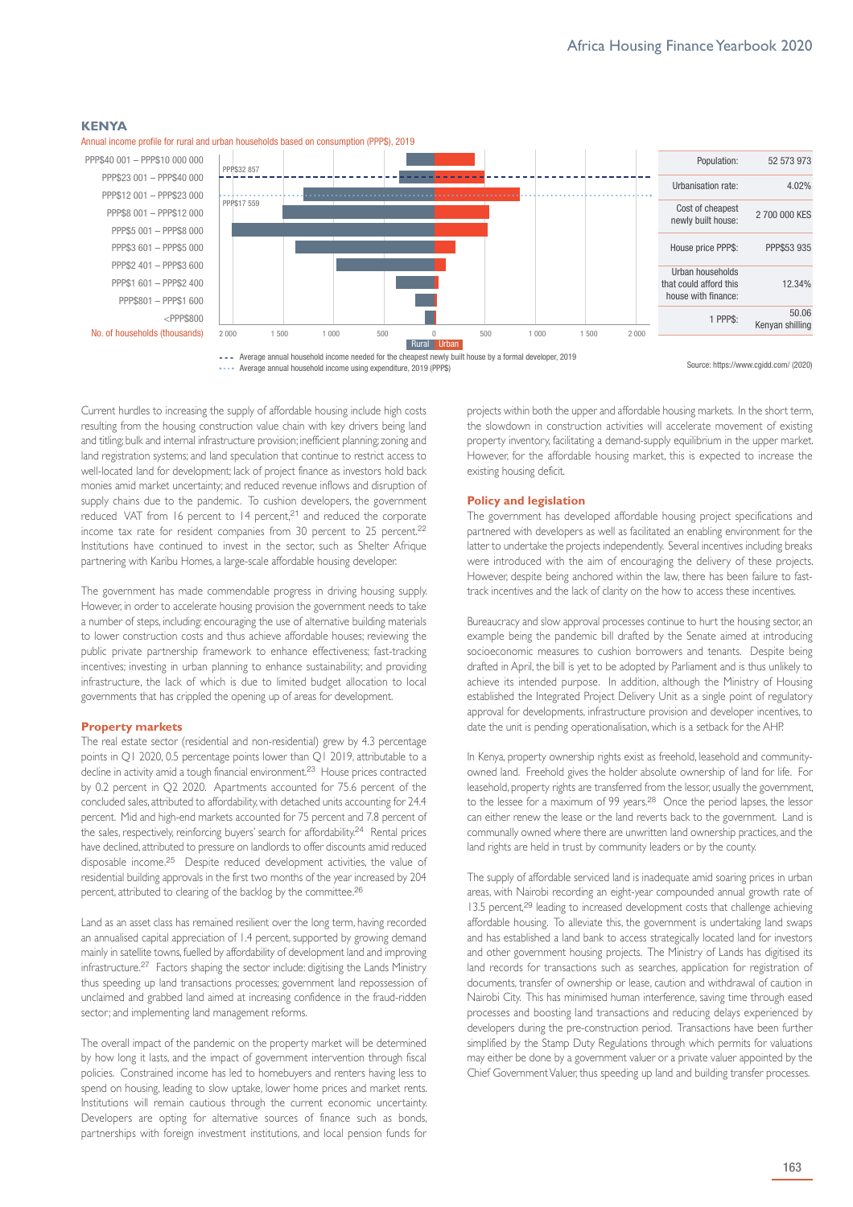## KENYA

Annual income profile for rural and urban households based on consumption (PPP$), 2019

| Income band | |
|---|---|
| PPP$40 001 – PPP$10 000 000 | |
| PPP$23 001 – PPP$40 000 | |
| PPP$12 001 – PPP$23 000 | |
| PPP$8 001 – PPP$12 000 | |
| PPP$5 001 – PPP$8 000 | |
| PPP$3 601 – PPP$5 000 | |
| PPP$2 401 – PPP$3 600 | |
| PPP$1 601 – PPP$2 400 | |
| PPP$801 – PPP$1 600 | |
| <PPP$800 | |

No. of households (thousands): 2 000, 1 500, 1 000, 500, 0, 500, 1 000, 1 500, 2 000 — Rural | Urban

PPP$32 857 — Average annual household income needed for the cheapest newly built house by a formal developer, 2019

PPP$17 559 — Average annual household income using expenditure, 2019 (PPP$)

| | |
|---|---|
| Population: | 52 573 973 |
| Urbanisation rate: | 4.02% |
| Cost of cheapest newly built house: | 2 700 000 KES |
| House price PPP$: | PPP$53 935 |
| Urban households that could afford this house with finance: | 12.34% |
| 1 PPP$: | 50.06 Kenyan shilling |

Source: https://www.cgidd.com/ (2020)

Current hurdles to increasing the supply of affordable housing include high costs resulting from the housing construction value chain with key drivers being land and titling; bulk and internal infrastructure provision; inefficient planning; zoning and land registration systems; and land speculation that continue to restrict access to well-located land for development; lack of project finance as investors hold back monies amid market uncertainty; and reduced revenue inflows and disruption of supply chains due to the pandemic. To cushion developers, the government reduced VAT from 16 percent to 14 percent,[21] and reduced the corporate income tax rate for resident companies from 30 percent to 25 percent.[22] Institutions have continued to invest in the sector, such as Shelter Afrique partnering with Karibu Homes, a large-scale affordable housing developer.

The government has made commendable progress in driving housing supply. However, in order to accelerate housing provision the government needs to take a number of steps, including: encouraging the use of alternative building materials to lower construction costs and thus achieve affordable houses; reviewing the public private partnership framework to enhance effectiveness; fast-tracking incentives; investing in urban planning to enhance sustainability; and providing infrastructure, the lack of which is due to limited budget allocation to local governments that has crippled the opening up of areas for development.

### Property markets

The real estate sector (residential and non-residential) grew by 4.3 percentage points in Q1 2020, 0.5 percentage points lower than Q1 2019, attributable to a decline in activity amid a tough financial environment.[23] House prices contracted by 0.2 percent in Q2 2020. Apartments accounted for 75.6 percent of the concluded sales, attributed to affordability, with detached units accounting for 24.4 percent. Mid and high-end markets accounted for 75 percent and 7.8 percent of the sales, respectively, reinforcing buyers' search for affordability.[24] Rental prices have declined, attributed to pressure on landlords to offer discounts amid reduced disposable income.[25] Despite reduced development activities, the value of residential building approvals in the first two months of the year increased by 204 percent, attributed to clearing of the backlog by the committee.[26]

Land as an asset class has remained resilient over the long term, having recorded an annualised capital appreciation of 1.4 percent, supported by growing demand mainly in satellite towns, fuelled by affordability of development land and improving infrastructure.[27] Factors shaping the sector include: digitising the Lands Ministry thus speeding up land transactions processes; government land repossession of unclaimed and grabbed land aimed at increasing confidence in the fraud-ridden sector; and implementing land management reforms.

The overall impact of the pandemic on the property market will be determined by how long it lasts, and the impact of government intervention through fiscal policies. Constrained income has led to homebuyers and renters having less to spend on housing, leading to slow uptake, lower home prices and market rents. Institutions will remain cautious through the current economic uncertainty. Developers are opting for alternative sources of finance such as bonds, partnerships with foreign investment institutions, and local pension funds for projects within both the upper and affordable housing markets. In the short term, the slowdown in construction activities will accelerate movement of existing property inventory, facilitating a demand-supply equilibrium in the upper market. However, for the affordable housing market, this is expected to increase the existing housing deficit.

### Policy and legislation

The government has developed affordable housing project specifications and partnered with developers as well as facilitated an enabling environment for the latter to undertake the projects independently. Several incentives including breaks were introduced with the aim of encouraging the delivery of these projects. However, despite being anchored within the law, there has been failure to fast-track incentives and the lack of clarity on the how to access these incentives.

Bureaucracy and slow approval processes continue to hurt the housing sector, an example being the pandemic bill drafted by the Senate aimed at introducing socioeconomic measures to cushion borrowers and tenants. Despite being drafted in April, the bill is yet to be adopted by Parliament and is thus unlikely to achieve its intended purpose. In addition, although the Ministry of Housing established the Integrated Project Delivery Unit as a single point of regulatory approval for developments, infrastructure provision and developer incentives, to date the unit is pending operationalisation, which is a setback for the AHP.

In Kenya, property ownership rights exist as freehold, leasehold and community-owned land. Freehold gives the holder absolute ownership of land for life. For leasehold, property rights are transferred from the lessor, usually the government, to the lessee for a maximum of 99 years.[28] Once the period lapses, the lessor can either renew the lease or the land reverts back to the government. Land is communally owned where there are unwritten land ownership practices, and the land rights are held in trust by community leaders or by the county.

The supply of affordable serviced land is inadequate amid soaring prices in urban areas, with Nairobi recording an eight-year compounded annual growth rate of 13.5 percent,[29] leading to increased development costs that challenge achieving affordable housing. To alleviate this, the government is undertaking land swaps and has established a land bank to access strategically located land for investors and other government housing projects. The Ministry of Lands has digitised its land records for transactions such as searches, application for registration of documents, transfer of ownership or lease, caution and withdrawal of caution in Nairobi City. This has minimised human interference, saving time through eased processes and boosting land transactions and reducing delays experienced by developers during the pre-construction period. Transactions have been further simplified by the Stamp Duty Regulations through which permits for valuations may either be done by a government valuer or a private valuer appointed by the Chief Government Valuer, thus speeding up land and building transfer processes.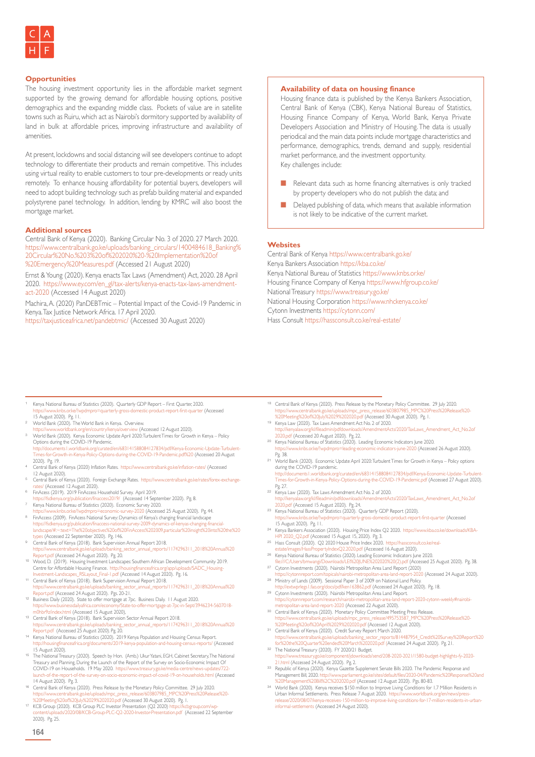## Opportunities

The housing investment opportunity lies in the affordable market segment supported by the growing demand for affordable housing options, positive demographics and the expanding middle class. Pockets of value are in satellite towns such as Ruiru, which act as Nairobi's dormitory supported by availability of land in bulk at affordable prices, improving infrastructure and availability of amenities.

At present, lockdowns and social distancing will see developers continue to adopt technology to differentiate their products and remain competitive. This includes using virtual reality to enable customers to tour pre-developments or ready units remotely. To enhance housing affordability for potential buyers, developers will need to adopt building technology such as prefab building material and expanded polystyrene panel technology. In addition, lending by KMRC will also boost the mortgage market.

## Additional sources

Central Bank of Kenya (2020). Banking Circular No. 3 of 2020. 27 March 2020. https://www.centralbank.go.ke/uploads/banking_circulars/1400484618_Banking%20Circular%20No.%203%20of%202020%20-%20Implementation%20of%20Emergency%20Measures.pdf (Accessed 21 August 2020)

Ernst & Young (2020). Kenya enacts Tax Laws (Amendment) Act, 2020. 28 April 2020. https://www.ey.com/en_gl/tax-alerts/kenya-enacts-tax-laws-amendment-act-2020 (Accessed 14 August 2020)

Machira, A. (2020) PanDEBTmic – Potential Impact of the Covid-19 Pandemic in Kenya. Tax Justice Network Africa. 17 April 2020. https://taxjusticeafrica.net/pandebtmic/ (Accessed 30 August 2020)

## Availability of data on housing finance

Housing finance data is published by the Kenya Bankers Association, Central Bank of Kenya (CBK), Kenya National Bureau of Statistics, Housing Finance Company of Kenya, World Bank, Kenya Private Developers Association and Ministry of Housing. The data is usually periodical and the main data points include mortgage characteristics and performance, demographics, trends, demand and supply, residential market performance, and the investment opportunity.

Key challenges include:

- Relevant data such as home financing alternatives is only tracked by property developers who do not publish the data; and
- Delayed publishing of data, which means that available information is not likely to be indicative of the current market.

## Websites

Central Bank of Kenya https://www.centralbank.go.ke/
Kenya Bankers Association https://kba.co.ke/
Kenya National Bureau of Statistics https://www.knbs.or.ke/
Housing Finance Company of Kenya https://www.hfgroup.co.ke/
National Treasury https://www.treasury.go.ke/
National Housing Corporation https://www.nhckenya.co.ke/
Cytonn Investments https://cytonn.com/
Hass Consult https://hassconsult.co.ke/real-estate/

---

1 Kenya National Bureau of Statistics (2020). Quarterly GDP Report – First Quarter, 2020. https://www.knbs.or.ke/?wpdmpro=quarterly-gross-domestic-product-report-first-quarter (Accessed 15 August 2020). Pg. 11.

2 World Bank (2020). The World Bank in Kenya. Overview. https://www.worldbank.org/en/country/kenya/overview (Accessed 12 August 2020).

3 World Bank (2020). Kenya Economic Update April 2020: Turbulent Times for Growth in Kenya – Policy Options during the COVID-19 Pandemic. http://documents1.worldbank.org/curated/en/683141588084127834/pdf/Kenya-Economic-Update-Turbulent-Times-for-Growth-in-Kenya-Policy-Options-during-the-COVID-19-Pandemic.pdf%20 (Accessed 20 August 2020). Pg. 19.

4 Central Bank of Kenya (2020) Inflation Rates. https://www.centralbank.go.ke/inflation-rates/ (Accessed 12 August 2020).

5 Central Bank of Kenya (2020). Foreign Exchange Rates. https://www.centralbank.go.ke/rates/forex-exchange-rates/ (Accessed 12 August 2020).

6 FinAccess (2019). 2019 FinAccess Household Survey. April 2019. https://fsdkenya.org/publication/finaccess2019/ (Accessed 14 September 2020). Pg. 8.

7 Kenya National Bureau of Statistics (2020). Economic Survey 2020. https://www.knbs.or.ke/?wpdmpro=economic-survey-2020 (Accessed 25 August 2020). Pg. 44.

8 FinAccess (2009). FinAccess National Survey: Dynamics of Kenya's changing financial landscape https://fsdkenya.org/publication/finaccess-national-survey-2009-dynamics-of-kenyas-changing-financial-landscape/#:~:text=The%20objectives%20of%20FinAccess%202009,particular%20insight%20into%20the%20types (Accessed 22 September 2020). Pg. 146.

9 Central Bank of Kenya (2018). Bank Supervision Annual Report 2018. https://www.centralbank.go.ke/uploads/banking_sector_annual_reports/1174296311_2018%20Annual%20Report.pdf (Accessed 24 August 2020). Pg. 20.

10 Wood, D. (2019). Housing Investment Landscapes: Southern African Development Community 2019. Centre for Affordable Housing Finance. http://housingfinanceafrica.org/app/uploads/SADC_Housing-Investment-Landscapes_RSLayout_Final-1.pdf (Accessed 14 August 2020). Pg. 16.

11 Central Bank of Kenya (2018). Bank Supervision Annual Report 2018. https://www.centralbank.go.ke/uploads/banking_sector_annual_reports/1174296311_2018%20Annual%20Report.pdf (Accessed 24 August 2020). Pgs. 20-21.

12 Business Daily (2020). State to offer mortgage at 7pc. Business Daily. 11 August 2020. https://www.businessdailyafrica.com/economy/State-to-offer-mortgage-at-7pc-in-Sept/3946234-5607018-m0hbr9z/index.html (Accessed 15 August 2020).

13 Central Bank of Kenya (2018). Bank Supervision Sector Annual Report 2018. https://www.centralbank.go.ke/uploads/banking_sector_annual_reports/1174296311_2018%20Annual%20Report.pdf (Accessed 25 August 2020). Pg. 20.

14 Kenya National Bureau of Statistics (2020). 2019 Kenya Population and Housing Census Report. http://housingfinanceafrica.org/documents/2019-kenya-population-and-housing-census-reports/ (Accessed 15 August 2020).

15 The National Treasury (2020). Speech by Hon. (Amb.) Ukur Yatani, EGH, Cabinet Secretary, The National Treasury and Planning, During the Launch of the Report of the Survey on Socio-Economic Impact Of COVID-19 on Households. 19 May 2020. https://www.treasury.go.ke/media-centre/news-updates/722-launch-of-the-report-of-the-survey-on-socio-economic-impact-of-covid-19-on-households.html (Accessed 14 August 2020). Pg. 3.

16 Central Bank of Kenya (2020). Press Release by the Monetary Policy Committee. 29 July 2020. https://www.centralbank.go.ke/uploads/mpc_press_release/603807985_MPC%20Press%20Release%20-%20Meeting%20of%20July%2029%202020.pdf (Accessed 30 August 2020). Pg. 1.

17 KCB Group (2020). KCB Group PLC Investor Presentation (Q2 2020) https://kcbgroup.com/wp-content/uploads/2020/08/KCB-Group-PLC-Q2-2020-Investor-Presentation.pdf (Accessed 22 September 2020). Pg. 25.

18 Central Bank of Kenya (2020). Press Release by the Monetary Policy Committee. 29 July 2020. https://www.centralbank.go.ke/uploads/mpc_press_release/603807985_MPC%20Press%20Release%20-%20Meeting%20of%20July%2029%202020.pdf (Accessed 30 August 2020). Pg. 1.

19 Kenya Law (2020). Tax Laws Amendment Act No. 2 of 2020. http://kenyalaw.org/kl/fileadmin/pdfdownloads/AmendmentActs/2020/TaxLaws_Amendment_Act_No.2of2020.pdf (Accessed 20 August 2020). Pg. 22.

20 Kenya National Bureau of Statistics (2020). Leading Economic Indicators June 2020. https://www.knbs.or.ke/?wpdmpro=leading-economic-indicators-june-2020 (Accessed 26 August 2020). Pg. 38.

21 World Bank (2020). Economic Update April 2020: Turbulent Times for Growth in Kenya – Policy options during the COVID-19 pandemic. http://documents1.worldbank.org/curated/en/683141588084127834/pdf/Kenya-Economic-Update-Turbulent-Times-for-Growth-in-Kenya-Policy-Options-during-the-COVID-19-Pandemic.pdf (Accessed 27 August 2020). Pg. 27.

22 Kenya Law (2020). Tax Laws Amendment Act No. 2 of 2020. http://kenyalaw.org/kl/fileadmin/pdfdownloads/AmendmentActs/2020/TaxLaws_Amendment_Act_No.2of2020.pdf (Accessed 15 August 2020). Pg. 24.

23 Kenya National Bureau of Statistics (2020). Quarterly GDP Report (2020). https://www.knbs.or.ke/?wpdmpro=quarterly-gross-domestic-product-report-first-quarter (Accessed 15 August 2020). Pg. 11.

24 Kenya Bankers Association (2020). Housing Price Index Q2 2020. https://www.kba.co.ke/downloads/KBA-HPI 2020_Q2.pdf (Accessed 15 August 15, 2020). Pg. 3.

25 Hass Consult (2020). Q2 2020 House Price Index 2020. https://hassconsult.co.ke/real-estate/images/HassPropertyIndexQ2.2020.pdf (Accessed 16 August 2020).

26 Kenya National Bureau of Statistics (2020). Leading Economic Indicators June 2020. file:///C:/Users/bmwangi/Downloads/LEI%20JUNE%202020%20(2).pdf (Accessed 25 August 2020). Pg. 38.

27 Cytonn Investments (2020). Nairobi Metropolitan Area Land Report (2020) https://cytonnreport.com/topicals/nairobi-metropolitan-area-land-report-2020 (Accessed 24 August 2020).

28 Ministry of Lands (2009). Sessional Paper 3 of 2009 on National Land Policy. http://extwprlegs1.fao.org/docs/pdf/ken163862.pdf (Accessed 24 August 2020). Pg. 18.

29 Cytonn Investments (2020). Nairobi Metropolitan Area Land Report. https://cytonnreport.com/research/nairobi-metropolitan-area-land-report-2020-cytonn-weekly#nairobi-metropolitan-area-land-report-2020 (Accessed 22 August 2020).

30 Central Bank of Kenya (2020). Monetary Policy Committee Meeting Press Release. https://www.centralbank.go.ke/uploads/mpc_press_release/495753587_MPC%20Press%20Release%20-%20Meeting%20of%20April%2029%202020.pdf (Accessed 12 August 2020).

31 Central Bank of Kenya (2020). Credit Survey Report March 2020. https://www.centralbank.go.ke/uploads/banking_sector_reports/814487954_Credit%20Survey%20Report%20for%20the%20Quarter%20ended%20March%202020.pdf (Accessed 24 August 2020). Pg. 21.

32 The National Treasury (2020). FY 2020/21 Budget. https://www.treasury.go.ke/component/jdownloads/send/208-2020-2021/1580-budget-highlights-fy-2020-21.html (Accessed 24 August 2020). Pg. 2.

33 Republic of Kenya (2020). Kenya Gazette Supplement Senate Bills 2020. The Pandemic Response and Management Bill, 2020. http://www.parliament.go.ke/sites/default/files/2020-04/Pandemic%20Response%20and%20Management%20Bill%2C%202020.pdf (Accessed 12 August 2020). Pgs. 80-83.

34 World Bank (2020). Kenya receives $150 million to Improve Living Conditions for 1.7 Million Residents in Urban Informal Settlements. Press Release 7 August 2020. https://www.worldbank.org/en/news/press-release/2020/08/07/kenya-receives-150-million-to-improve-living-conditions-for-17-million-residents-in-urban-informal-settlements (Accessed 24 August 2020).